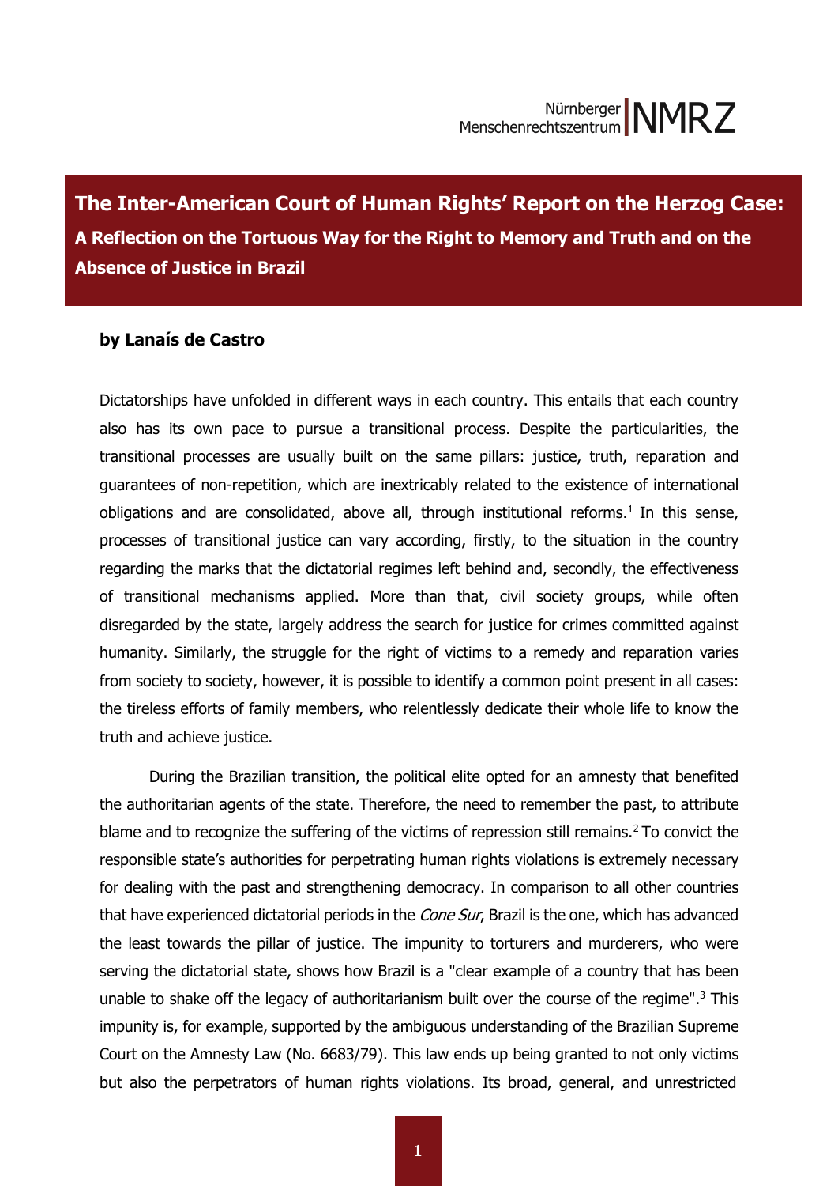# The Inter-American Court of Human Rights' Report on the Herzog Case:

## A Reflection on the Tortuous Way for the Right to Memory and Truth and on the Absence of Justice in Brazil

**by Lanaís de Castro**

Dictatorships have unfolded in different ways in each country. This entails that each country also has its own pace to pursue a transitional process. Despite the particularities, the transitional processes are usually built on the same pillars: justice, truth, reparation and guarantees of non-repetition, which are inextricably related to the existence of international obligations and are consolidated, above all, through institutional reforms.[1] In this sense, processes of transitional justice can vary according, firstly, to the situation in the country regarding the marks that the dictatorial regimes left behind and, secondly, the effectiveness of transitional mechanisms applied. More than that, civil society groups, while often disregarded by the state, largely address the search for justice for crimes committed against humanity. Similarly, the struggle for the right of victims to a remedy and reparation varies from society to society, however, it is possible to identify a common point present in all cases: the tireless efforts of family members, who relentlessly dedicate their whole life to know the truth and achieve justice.

During the Brazilian transition, the political elite opted for an amnesty that benefited the authoritarian agents of the state. Therefore, the need to remember the past, to attribute blame and to recognize the suffering of the victims of repression still remains.[2] To convict the responsible state's authorities for perpetrating human rights violations is extremely necessary for dealing with the past and strengthening democracy. In comparison to all other countries that have experienced dictatorial periods in the *Cone Sur*, Brazil is the one, which has advanced the least towards the pillar of justice. The impunity to torturers and murderers, who were serving the dictatorial state, shows how Brazil is a "clear example of a country that has been unable to shake off the legacy of authoritarianism built over the course of the regime".[3] This impunity is, for example, supported by the ambiguous understanding of the Brazilian Supreme Court on the Amnesty Law (No. 6683/79). This law ends up being granted to not only victims but also the perpetrators of human rights violations. Its broad, general, and unrestricted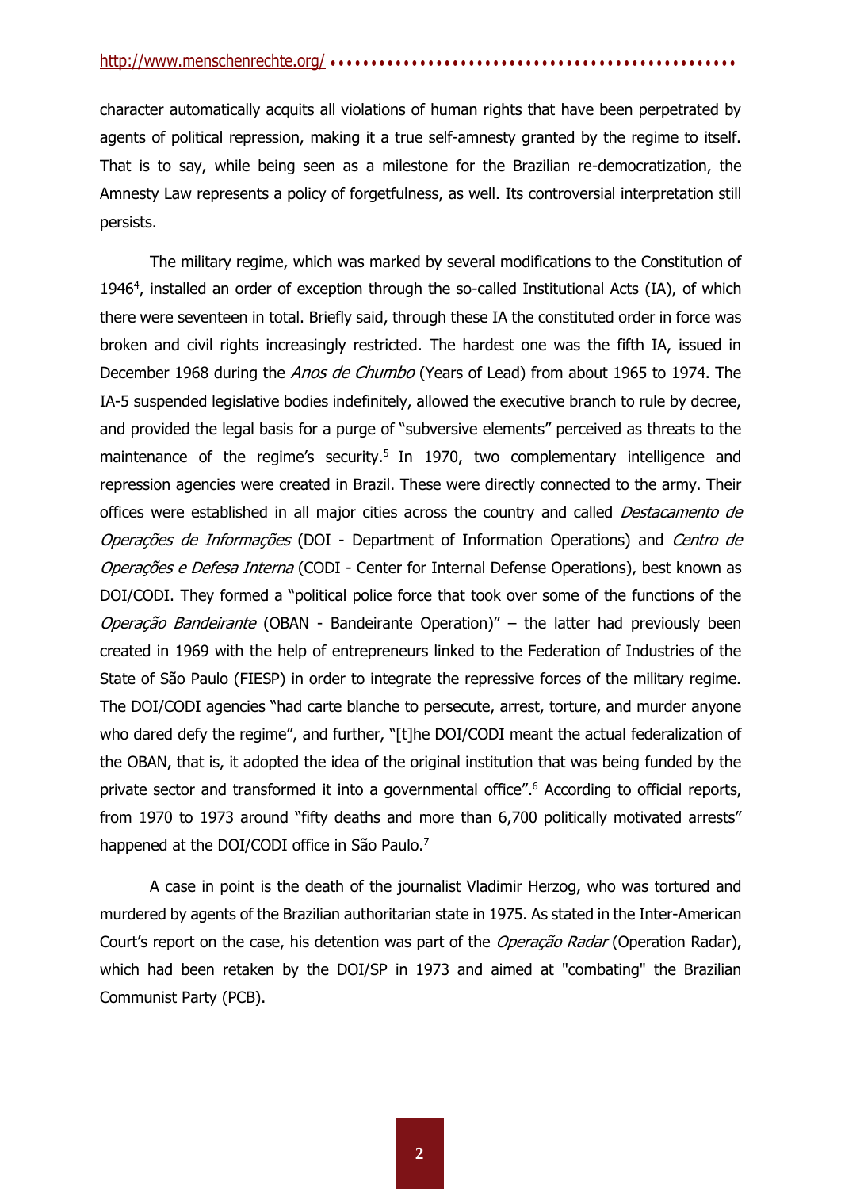character automatically acquits all violations of human rights that have been perpetrated by agents of political repression, making it a true self-amnesty granted by the regime to itself. That is to say, while being seen as a milestone for the Brazilian re-democratization, the Amnesty Law represents a policy of forgetfulness, as well. Its controversial interpretation still persists.

The military regime, which was marked by several modifications to the Constitution of 1946[4], installed an order of exception through the so-called Institutional Acts (IA), of which there were seventeen in total. Briefly said, through these IA the constituted order in force was broken and civil rights increasingly restricted. The hardest one was the fifth IA, issued in December 1968 during the *Anos de Chumbo* (Years of Lead) from about 1965 to 1974. The IA-5 suspended legislative bodies indefinitely, allowed the executive branch to rule by decree, and provided the legal basis for a purge of "subversive elements" perceived as threats to the maintenance of the regime's security.[5] In 1970, two complementary intelligence and repression agencies were created in Brazil. These were directly connected to the army. Their offices were established in all major cities across the country and called *Destacamento de Operações de Informações* (DOI - Department of Information Operations) and *Centro de Operações e Defesa Interna* (CODI - Center for Internal Defense Operations), best known as DOI/CODI. They formed a "political police force that took over some of the functions of the *Operação Bandeirante* (OBAN - Bandeirante Operation)" – the latter had previously been created in 1969 with the help of entrepreneurs linked to the Federation of Industries of the State of São Paulo (FIESP) in order to integrate the repressive forces of the military regime. The DOI/CODI agencies "had carte blanche to persecute, arrest, torture, and murder anyone who dared defy the regime", and further, "[t]he DOI/CODI meant the actual federalization of the OBAN, that is, it adopted the idea of the original institution that was being funded by the private sector and transformed it into a governmental office".[6] According to official reports, from 1970 to 1973 around "fifty deaths and more than 6,700 politically motivated arrests" happened at the DOI/CODI office in São Paulo.[7]

A case in point is the death of the journalist Vladimir Herzog, who was tortured and murdered by agents of the Brazilian authoritarian state in 1975. As stated in the Inter-American Court's report on the case, his detention was part of the *Operação Radar* (Operation Radar), which had been retaken by the DOI/SP in 1973 and aimed at "combating" the Brazilian Communist Party (PCB).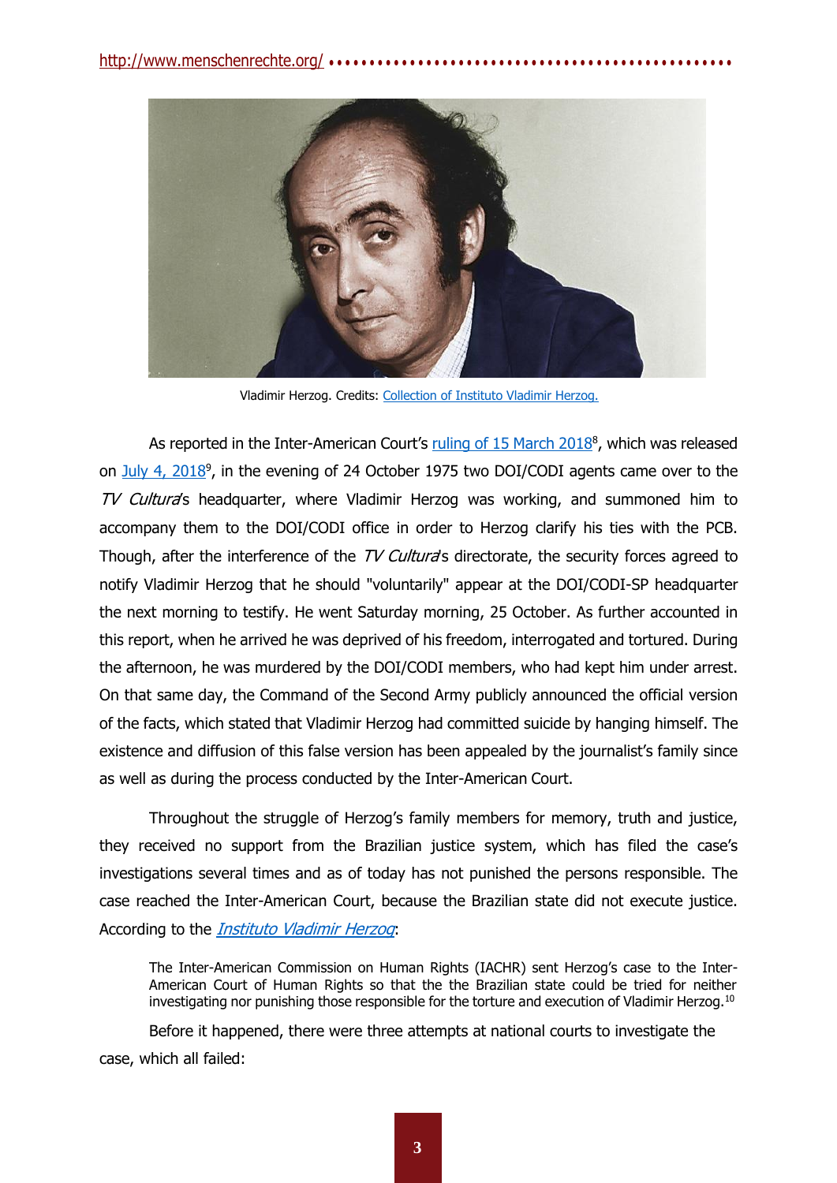Vladimir Herzog. Credits: Collection of Instituto Vladimir Herzog.

As reported in the Inter-American Court's ruling of 15 March 2018[8], which was released on July 4, 2018[9], in the evening of 24 October 1975 two DOI/CODI agents came over to the *TV Cultura*'s headquarter, where Vladimir Herzog was working, and summoned him to accompany them to the DOI/CODI office in order to Herzog clarify his ties with the PCB. Though, after the interference of the *TV Cultura*'s directorate, the security forces agreed to notify Vladimir Herzog that he should "voluntarily" appear at the DOI/CODI-SP headquarter the next morning to testify. He went Saturday morning, 25 October. As further accounted in this report, when he arrived he was deprived of his freedom, interrogated and tortured. During the afternoon, he was murdered by the DOI/CODI members, who had kept him under arrest. On that same day, the Command of the Second Army publicly announced the official version of the facts, which stated that Vladimir Herzog had committed suicide by hanging himself. The existence and diffusion of this false version has been appealed by the journalist's family since as well as during the process conducted by the Inter-American Court.

Throughout the struggle of Herzog's family members for memory, truth and justice, they received no support from the Brazilian justice system, which has filed the case's investigations several times and as of today has not punished the persons responsible. The case reached the Inter-American Court, because the Brazilian state did not execute justice. According to the *Instituto Vladimir Herzog*:

> The Inter-American Commission on Human Rights (IACHR) sent Herzog's case to the Inter-American Court of Human Rights so that the the Brazilian state could be tried for neither investigating nor punishing those responsible for the torture and execution of Vladimir Herzog.[10]

Before it happened, there were three attempts at national courts to investigate the case, which all failed: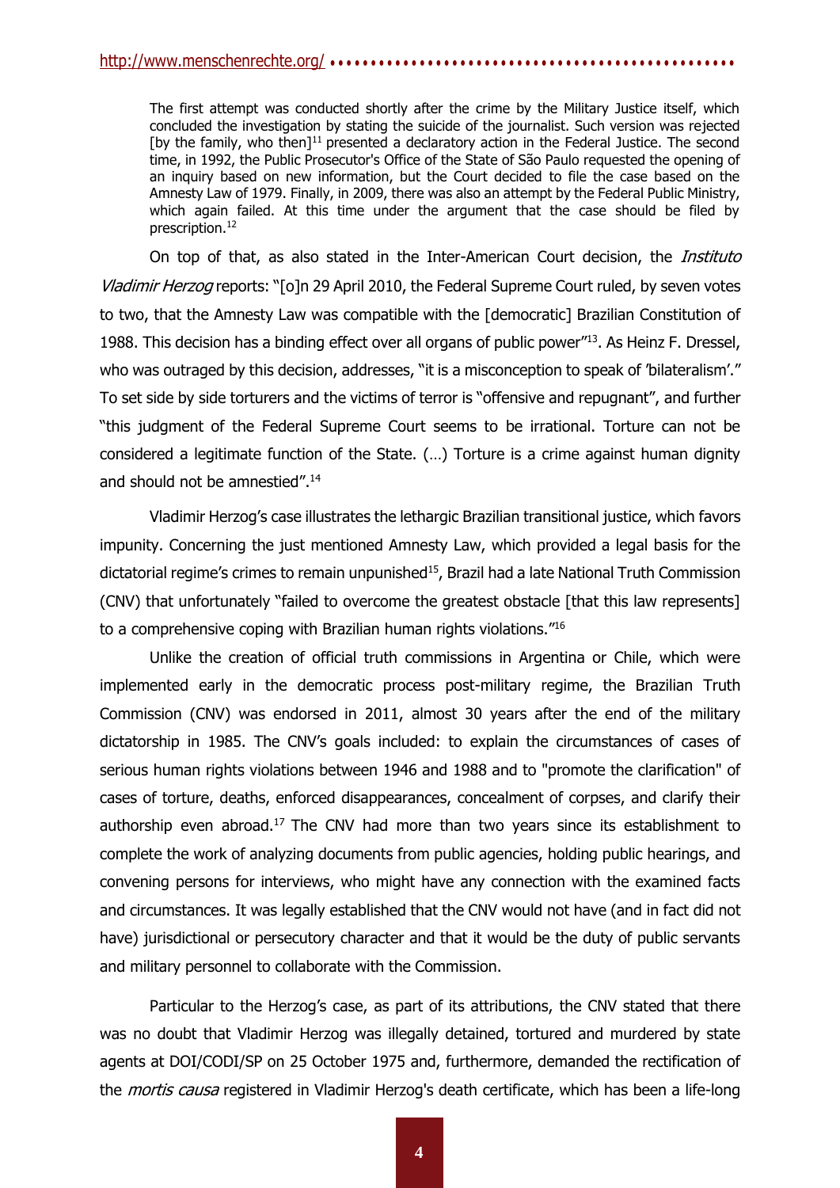> The first attempt was conducted shortly after the crime by the Military Justice itself, which concluded the investigation by stating the suicide of the journalist. Such version was rejected [by the family, who then][11] presented a declaratory action in the Federal Justice. The second time, in 1992, the Public Prosecutor's Office of the State of São Paulo requested the opening of an inquiry based on new information, but the Court decided to file the case based on the Amnesty Law of 1979. Finally, in 2009, there was also an attempt by the Federal Public Ministry, which again failed. At this time under the argument that the case should be filed by prescription.[12]

On top of that, as also stated in the Inter-American Court decision, the *Instituto Vladimir Herzog* reports: "[o]n 29 April 2010, the Federal Supreme Court ruled, by seven votes to two, that the Amnesty Law was compatible with the [democratic] Brazilian Constitution of 1988. This decision has a binding effect over all organs of public power"[13]. As Heinz F. Dressel, who was outraged by this decision, addresses, "it is a misconception to speak of 'bilateralism'." To set side by side torturers and the victims of terror is "offensive and repugnant", and further "this judgment of the Federal Supreme Court seems to be irrational. Torture can not be considered a legitimate function of the State. (…) Torture is a crime against human dignity and should not be amnestied".[14]

Vladimir Herzog's case illustrates the lethargic Brazilian transitional justice, which favors impunity. Concerning the just mentioned Amnesty Law, which provided a legal basis for the dictatorial regime's crimes to remain unpunished[15], Brazil had a late National Truth Commission (CNV) that unfortunately "failed to overcome the greatest obstacle [that this law represents] to a comprehensive coping with Brazilian human rights violations."[16]

Unlike the creation of official truth commissions in Argentina or Chile, which were implemented early in the democratic process post-military regime, the Brazilian Truth Commission (CNV) was endorsed in 2011, almost 30 years after the end of the military dictatorship in 1985. The CNV's goals included: to explain the circumstances of cases of serious human rights violations between 1946 and 1988 and to "promote the clarification" of cases of torture, deaths, enforced disappearances, concealment of corpses, and clarify their authorship even abroad.[17] The CNV had more than two years since its establishment to complete the work of analyzing documents from public agencies, holding public hearings, and convening persons for interviews, who might have any connection with the examined facts and circumstances. It was legally established that the CNV would not have (and in fact did not have) jurisdictional or persecutory character and that it would be the duty of public servants and military personnel to collaborate with the Commission.

Particular to the Herzog's case, as part of its attributions, the CNV stated that there was no doubt that Vladimir Herzog was illegally detained, tortured and murdered by state agents at DOI/CODI/SP on 25 October 1975 and, furthermore, demanded the rectification of the *mortis causa* registered in Vladimir Herzog's death certificate, which has been a life-long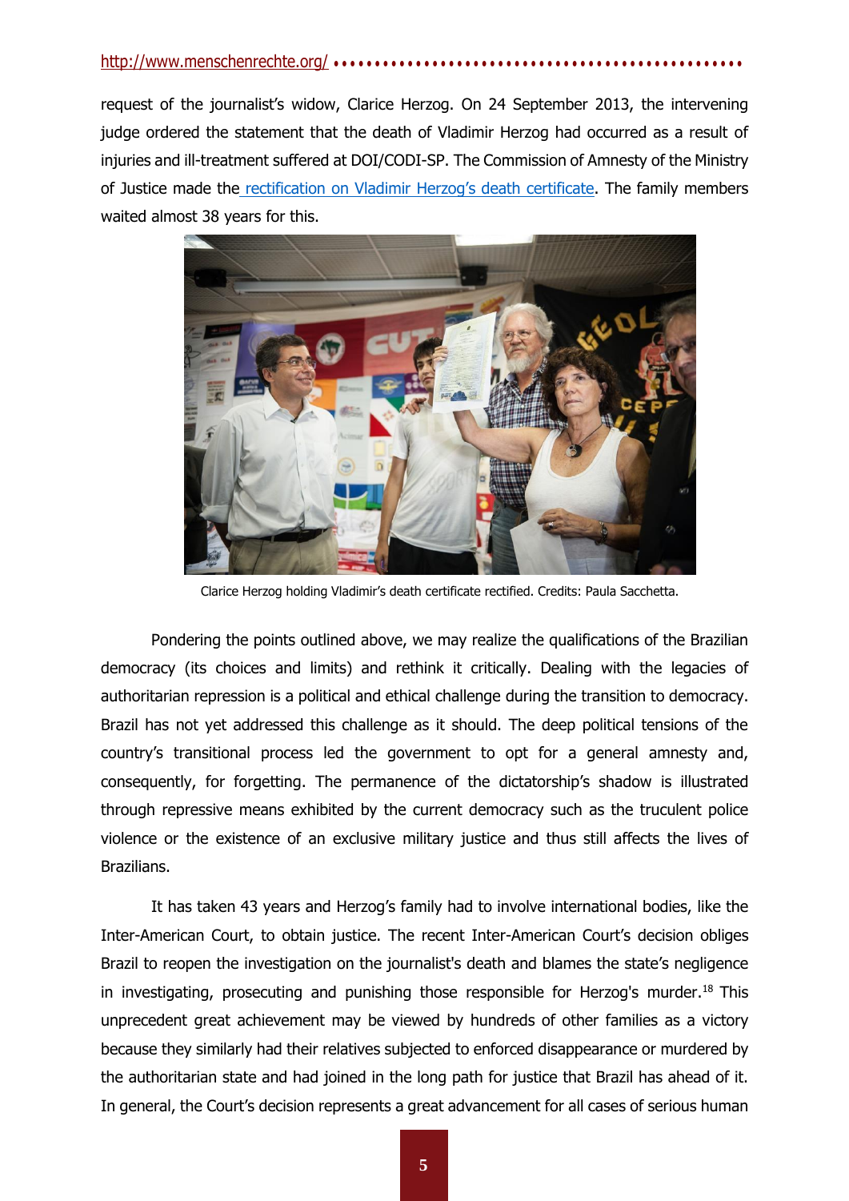request of the journalist's widow, Clarice Herzog. On 24 September 2013, the intervening judge ordered the statement that the death of Vladimir Herzog had occurred as a result of injuries and ill-treatment suffered at DOI/CODI-SP. The Commission of Amnesty of the Ministry of Justice made the [rectification on Vladimir Herzog's death certificate](). The family members waited almost 38 years for this.

Clarice Herzog holding Vladimir's death certificate rectified. Credits: Paula Sacchetta.

Pondering the points outlined above, we may realize the qualifications of the Brazilian democracy (its choices and limits) and rethink it critically. Dealing with the legacies of authoritarian repression is a political and ethical challenge during the transition to democracy. Brazil has not yet addressed this challenge as it should. The deep political tensions of the country's transitional process led the government to opt for a general amnesty and, consequently, for forgetting. The permanence of the dictatorship's shadow is illustrated through repressive means exhibited by the current democracy such as the truculent police violence or the existence of an exclusive military justice and thus still affects the lives of Brazilians.

It has taken 43 years and Herzog's family had to involve international bodies, like the Inter-American Court, to obtain justice. The recent Inter-American Court's decision obliges Brazil to reopen the investigation on the journalist's death and blames the state's negligence in investigating, prosecuting and punishing those responsible for Herzog's murder.[18] This unprecedent great achievement may be viewed by hundreds of other families as a victory because they similarly had their relatives subjected to enforced disappearance or murdered by the authoritarian state and had joined in the long path for justice that Brazil has ahead of it. In general, the Court's decision represents a great advancement for all cases of serious human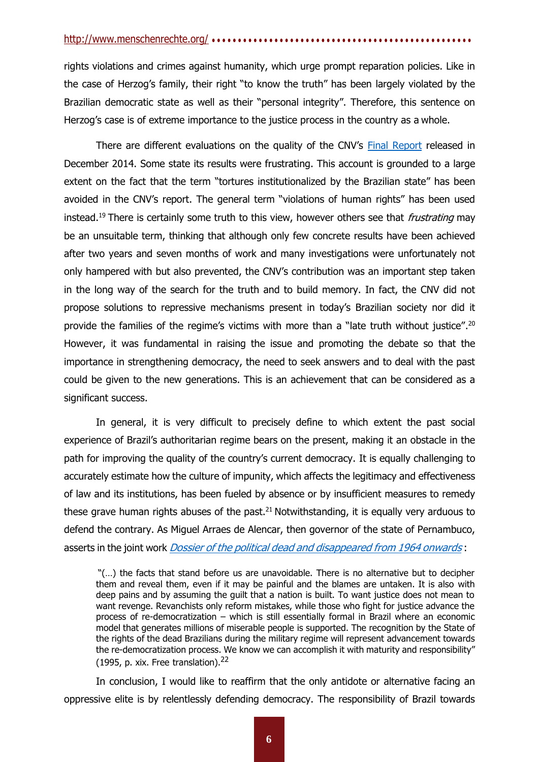rights violations and crimes against humanity, which urge prompt reparation policies. Like in the case of Herzog's family, their right "to know the truth" has been largely violated by the Brazilian democratic state as well as their "personal integrity". Therefore, this sentence on Herzog's case is of extreme importance to the justice process in the country as a whole.

There are different evaluations on the quality of the CNV's Final Report released in December 2014. Some state its results were frustrating. This account is grounded to a large extent on the fact that the term "tortures institutionalized by the Brazilian state" has been avoided in the CNV's report. The general term "violations of human rights" has been used instead.[19] There is certainly some truth to this view, however others see that *frustrating* may be an unsuitable term, thinking that although only few concrete results have been achieved after two years and seven months of work and many investigations were unfortunately not only hampered with but also prevented, the CNV's contribution was an important step taken in the long way of the search for the truth and to build memory. In fact, the CNV did not propose solutions to repressive mechanisms present in today's Brazilian society nor did it provide the families of the regime's victims with more than a "late truth without justice".[20] However, it was fundamental in raising the issue and promoting the debate so that the importance in strengthening democracy, the need to seek answers and to deal with the past could be given to the new generations. This is an achievement that can be considered as a significant success.

In general, it is very difficult to precisely define to which extent the past social experience of Brazil's authoritarian regime bears on the present, making it an obstacle in the path for improving the quality of the country's current democracy. It is equally challenging to accurately estimate how the culture of impunity, which affects the legitimacy and effectiveness of law and its institutions, has been fueled by absence or by insufficient measures to remedy these grave human rights abuses of the past.[21] Notwithstanding, it is equally very arduous to defend the contrary. As Miguel Arraes de Alencar, then governor of the state of Pernambuco, asserts in the joint work *Dossier of the political dead and disappeared from 1964 onwards*:

> "(…) the facts that stand before us are unavoidable. There is no alternative but to decipher them and reveal them, even if it may be painful and the blames are untaken. It is also with deep pains and by assuming the guilt that a nation is built. To want justice does not mean to want revenge. Revanchists only reform mistakes, while those who fight for justice advance the process of re-democratization – which is still essentially formal in Brazil where an economic model that generates millions of miserable people is supported. The recognition by the State of the rights of the dead Brazilians during the military regime will represent advancement towards the re-democratization process. We know we can accomplish it with maturity and responsibility" (1995, p. xix. Free translation).[22]

In conclusion, I would like to reaffirm that the only antidote or alternative facing an oppressive elite is by relentlessly defending democracy. The responsibility of Brazil towards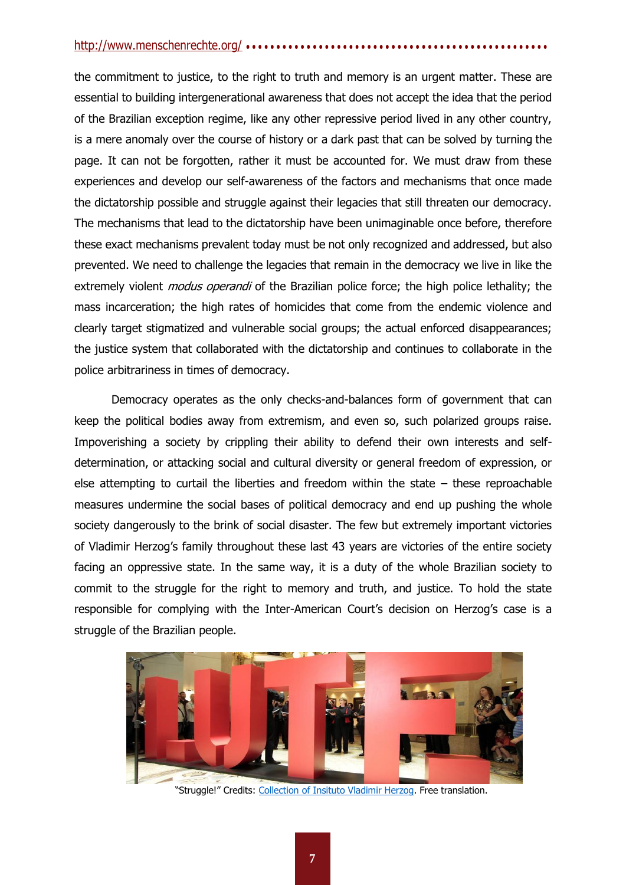the commitment to justice, to the right to truth and memory is an urgent matter. These are essential to building intergenerational awareness that does not accept the idea that the period of the Brazilian exception regime, like any other repressive period lived in any other country, is a mere anomaly over the course of history or a dark past that can be solved by turning the page. It can not be forgotten, rather it must be accounted for. We must draw from these experiences and develop our self-awareness of the factors and mechanisms that once made the dictatorship possible and struggle against their legacies that still threaten our democracy. The mechanisms that lead to the dictatorship have been unimaginable once before, therefore these exact mechanisms prevalent today must be not only recognized and addressed, but also prevented. We need to challenge the legacies that remain in the democracy we live in like the extremely violent *modus operandi* of the Brazilian police force; the high police lethality; the mass incarceration; the high rates of homicides that come from the endemic violence and clearly target stigmatized and vulnerable social groups; the actual enforced disappearances; the justice system that collaborated with the dictatorship and continues to collaborate in the police arbitrariness in times of democracy.

Democracy operates as the only checks-and-balances form of government that can keep the political bodies away from extremism, and even so, such polarized groups raise. Impoverishing a society by crippling their ability to defend their own interests and self-determination, or attacking social and cultural diversity or general freedom of expression, or else attempting to curtail the liberties and freedom within the state – these reproachable measures undermine the social bases of political democracy and end up pushing the whole society dangerously to the brink of social disaster. The few but extremely important victories of Vladimir Herzog's family throughout these last 43 years are victories of the entire society facing an oppressive state. In the same way, it is a duty of the whole Brazilian society to commit to the struggle for the right to memory and truth, and justice. To hold the state responsible for complying with the Inter-American Court's decision on Herzog's case is a struggle of the Brazilian people.

"Struggle!" Credits: Collection of Insituto Vladimir Herzog. Free translation.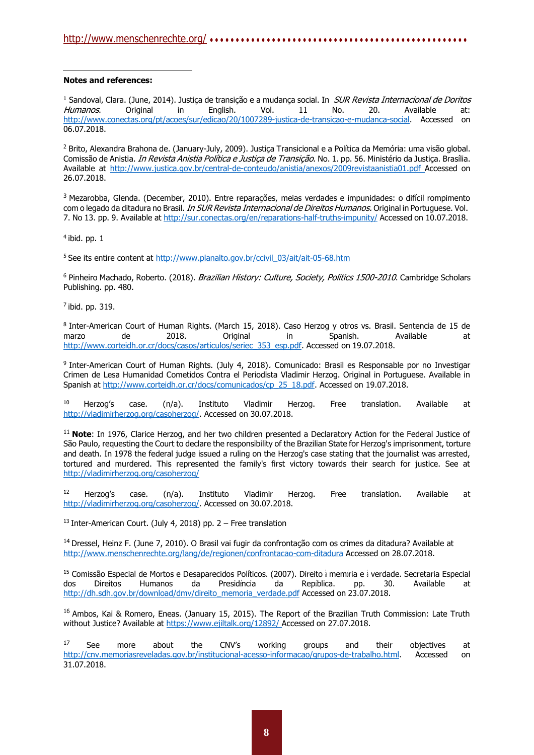**Notes and references:**

[1] Sandoval, Clara. (June, 2014). Justiça de transição e a mudança social. In *SUR Revista Internacional de Doritos Humanos*. Original in English. Vol. 11 No. 20. Available at: http://www.conectas.org/pt/acoes/sur/edicao/20/1007289-justica-de-transicao-e-mudanca-social. Accessed on 06.07.2018.

[2] Brito, Alexandra Brahona de. (January-July, 2009). Justiça Transicional e a Política da Memória: uma visão global. Comissão de Anistia. *In Revista Anistia Política e Justiça de Transição*. No. 1. pp. 56. Ministério da Justiça. Brasília. Available at http://www.justica.gov.br/central-de-conteudo/anistia/anexos/2009revistaanistia01.pdf Accessed on 26.07.2018.

[3] Mezarobba, Glenda. (December, 2010). Entre reparações, meias verdades e impunidades: o difícil rompimento com o legado da ditadura no Brasil. *In SUR Revista Internacional de Direitos Humanos.* Original in Portuguese. Vol. 7. No 13. pp. 9. Available at http://sur.conectas.org/en/reparations-half-truths-impunity/ Accessed on 10.07.2018.

[4] ibid. pp. 1

[5] See its entire content at http://www.planalto.gov.br/ccivil_03/ait/ait-05-68.htm

[6] Pinheiro Machado, Roberto. (2018). *Brazilian History: Culture, Society, Politics 1500-2010*. Cambridge Scholars Publishing. pp. 480.

[7] ibid. pp. 319.

[8] Inter-American Court of Human Rights. (March 15, 2018). Caso Herzog y otros vs. Brasil. Sentencia de 15 de marzo de 2018. Original in Spanish. Available at http://www.corteidh.or.cr/docs/casos/articulos/seriec_353_esp.pdf. Accessed on 19.07.2018.

[9] Inter-American Court of Human Rights. (July 4, 2018). Comunicado: Brasil es Responsable por no Investigar Crimen de Lesa Humanidad Cometidos Contra el Periodista Vladimir Herzog. Original in Portuguese. Available in Spanish at http://www.corteidh.or.cr/docs/comunicados/cp_25_18.pdf. Accessed on 19.07.2018.

[10] Herzog's case. (n/a). Instituto Vladimir Herzog. Free translation. Available at http://vladimirherzog.org/casoherzog/. Accessed on 30.07.2018.

[11] **Note**: In 1976, Clarice Herzog, and her two children presented a Declaratory Action for the Federal Justice of São Paulo, requesting the Court to declare the responsibility of the Brazilian State for Herzog's imprisonment, torture and death. In 1978 the federal judge issued a ruling on the Herzog's case stating that the journalist was arrested, tortured and murdered. This represented the family's first victory towards their search for justice. See at http://vladimirherzog.org/casoherzog/

[12] Herzog's case. (n/a). Instituto Vladimir Herzog. Free translation. Available at http://vladimirherzog.org/casoherzog/. Accessed on 30.07.2018.

[13] Inter-American Court. (July 4, 2018) pp. 2 – Free translation

[14] Dressel, Heinz F. (June 7, 2010). O Brasil vai fugir da confrontação com os crimes da ditadura? Available at http://www.menschenrechte.org/lang/de/regionen/confrontacao-com-ditadura Accessed on 28.07.2018.

[15] Comissão Especial de Mortos e Desaparecidos Políticos. (2007). Direito à memória e à verdade. Secretaria Especial dos Direitos Humanos da Presidência da República. pp. 30. Available at http://dh.sdh.gov.br/download/dmv/direito_memoria_verdade.pdf Accessed on 23.07.2018.

[16] Ambos, Kai & Romero, Eneas. (January 15, 2015). The Report of the Brazilian Truth Commission: Late Truth without Justice? Available at https://www.ejiltalk.org/12892/ Accessed on 27.07.2018.

[17] See more about the CNV's working groups and their objectives at http://cnv.memoriasreveladas.gov.br/institucional-acesso-informacao/grupos-de-trabalho.html. Accessed on 31.07.2018.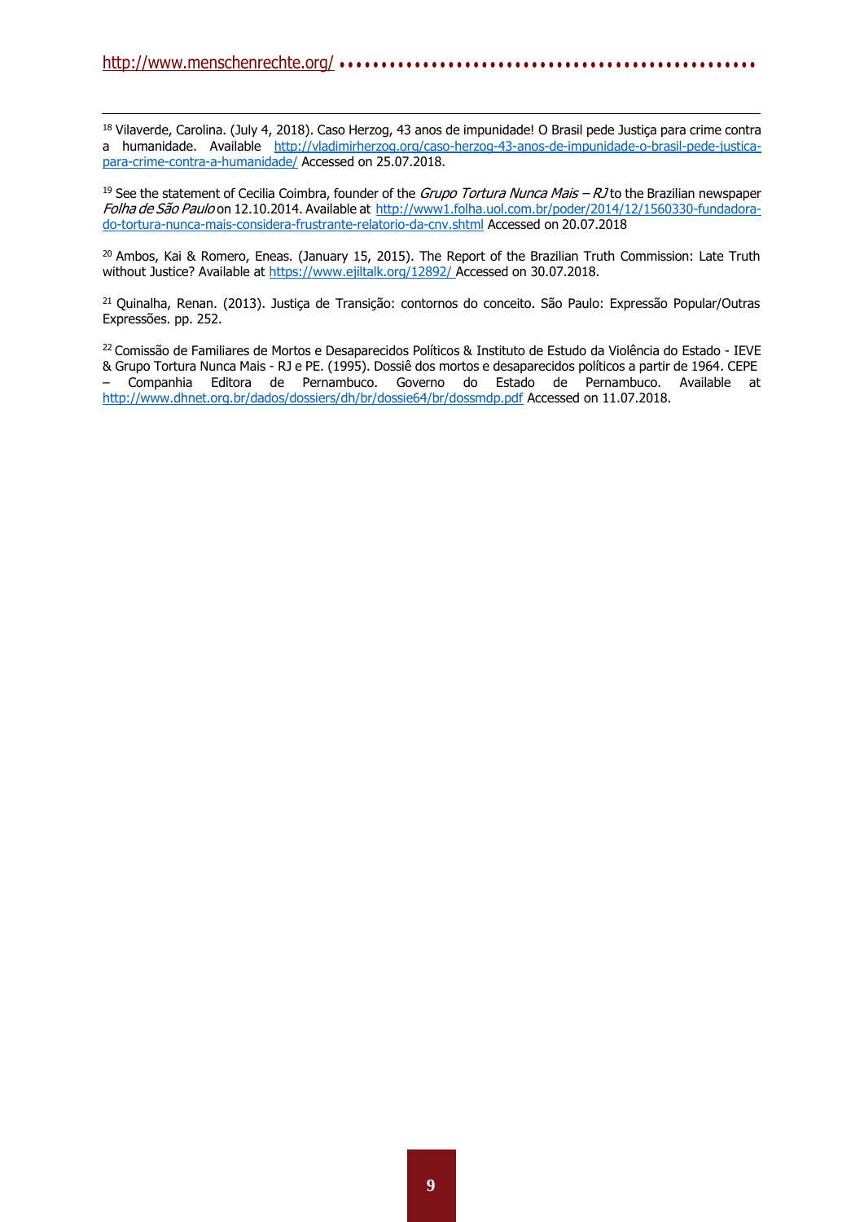[18] Vilaverde, Carolina. (July 4, 2018). Caso Herzog, 43 anos de impunidade! O Brasil pede Justiça para crime contra a humanidade. Available http://vladimirherzog.org/caso-herzog-43-anos-de-impunidade-o-brasil-pede-justica-para-crime-contra-a-humanidade/ Accessed on 25.07.2018.

[19] See the statement of Cecilia Coimbra, founder of the *Grupo Tortura Nunca Mais – RJ* to the Brazilian newspaper *Folha de São Paulo* on 12.10.2014. Available at http://www1.folha.uol.com.br/poder/2014/12/1560330-fundadora-do-tortura-nunca-mais-considera-frustrante-relatorio-da-cnv.shtml Accessed on 20.07.2018

[20] Ambos, Kai & Romero, Eneas. (January 15, 2015). The Report of the Brazilian Truth Commission: Late Truth without Justice? Available at https://www.ejiltalk.org/12892/ Accessed on 30.07.2018.

[21] Quinalha, Renan. (2013). Justiça de Transição: contornos do conceito. São Paulo: Expressão Popular/Outras Expressões. pp. 252.

[22] Comissão de Familiares de Mortos e Desaparecidos Políticos & Instituto de Estudo da Violência do Estado - IEVE & Grupo Tortura Nunca Mais - RJ e PE. (1995). Dossiê dos mortos e desaparecidos políticos a partir de 1964. CEPE – Companhia Editora de Pernambuco. Governo do Estado de Pernambuco. Available at http://www.dhnet.org.br/dados/dossiers/dh/br/dossie64/br/dossmdp.pdf Accessed on 11.07.2018.